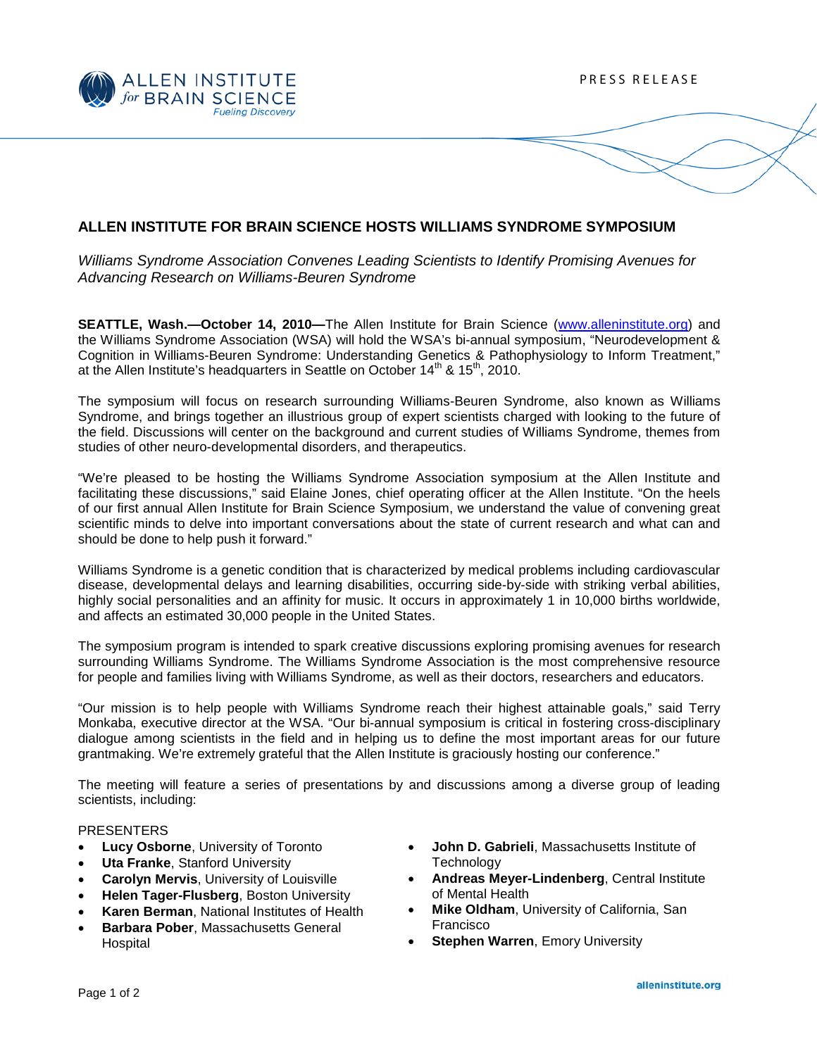ALLEN INSTITUTE *for* BRAIN SCIENCE
*Fueling Discovery*

PRESS RELEASE

# ALLEN INSTITUTE FOR BRAIN SCIENCE HOSTS WILLIAMS SYNDROME SYMPOSIUM

*Williams Syndrome Association Convenes Leading Scientists to Identify Promising Avenues for Advancing Research on Williams-Beuren Syndrome*

**SEATTLE, Wash.—October 14, 2010—**The Allen Institute for Brain Science (www.alleninstitute.org) and the Williams Syndrome Association (WSA) will hold the WSA's bi-annual symposium, "Neurodevelopment & Cognition in Williams-Beuren Syndrome: Understanding Genetics & Pathophysiology to Inform Treatment," at the Allen Institute's headquarters in Seattle on October 14th & 15th, 2010.

The symposium will focus on research surrounding Williams-Beuren Syndrome, also known as Williams Syndrome, and brings together an illustrious group of expert scientists charged with looking to the future of the field. Discussions will center on the background and current studies of Williams Syndrome, themes from studies of other neuro-developmental disorders, and therapeutics.

"We're pleased to be hosting the Williams Syndrome Association symposium at the Allen Institute and facilitating these discussions," said Elaine Jones, chief operating officer at the Allen Institute. "On the heels of our first annual Allen Institute for Brain Science Symposium, we understand the value of convening great scientific minds to delve into important conversations about the state of current research and what can and should be done to help push it forward."

Williams Syndrome is a genetic condition that is characterized by medical problems including cardiovascular disease, developmental delays and learning disabilities, occurring side-by-side with striking verbal abilities, highly social personalities and an affinity for music. It occurs in approximately 1 in 10,000 births worldwide, and affects an estimated 30,000 people in the United States.

The symposium program is intended to spark creative discussions exploring promising avenues for research surrounding Williams Syndrome. The Williams Syndrome Association is the most comprehensive resource for people and families living with Williams Syndrome, as well as their doctors, researchers and educators.

"Our mission is to help people with Williams Syndrome reach their highest attainable goals," said Terry Monkaba, executive director at the WSA. "Our bi-annual symposium is critical in fostering cross-disciplinary dialogue among scientists in the field and in helping us to define the most important areas for our future grantmaking. We're extremely grateful that the Allen Institute is graciously hosting our conference."

The meeting will feature a series of presentations by and discussions among a diverse group of leading scientists, including:

PRESENTERS

- **Lucy Osborne**, University of Toronto
- **Uta Franke**, Stanford University
- **Carolyn Mervis**, University of Louisville
- **Helen Tager-Flusberg**, Boston University
- **Karen Berman**, National Institutes of Health
- **Barbara Pober**, Massachusetts General Hospital
- **John D. Gabrieli**, Massachusetts Institute of Technology
- **Andreas Meyer-Lindenberg**, Central Institute of Mental Health
- **Mike Oldham**, University of California, San Francisco
- **Stephen Warren**, Emory University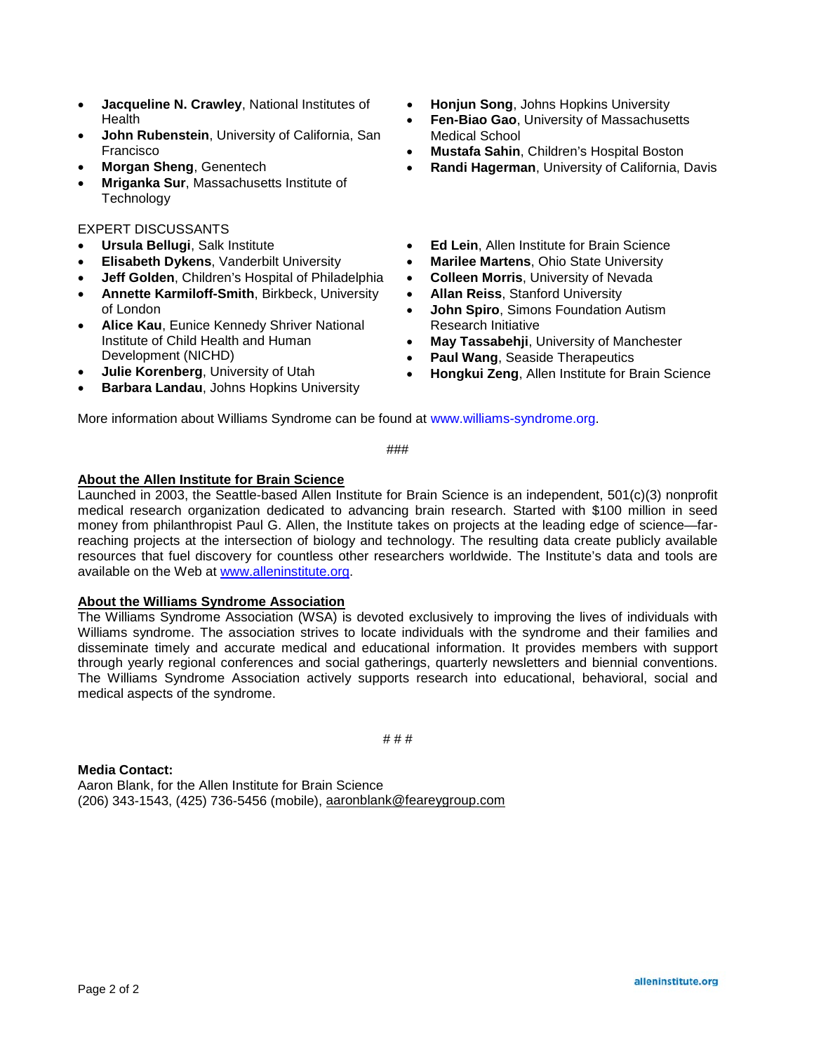- **Jacqueline N. Crawley**, National Institutes of Health
- **John Rubenstein**, University of California, San Francisco
- **Morgan Sheng**, Genentech
- **Mriganka Sur**, Massachusetts Institute of Technology
- **Honjun Song**, Johns Hopkins University
- **Fen-Biao Gao**, University of Massachusetts Medical School
- **Mustafa Sahin**, Children's Hospital Boston
- **Randi Hagerman**, University of California, Davis

EXPERT DISCUSSANTS

- **Ursula Bellugi**, Salk Institute
- **Elisabeth Dykens**, Vanderbilt University
- **Jeff Golden**, Children's Hospital of Philadelphia
- **Annette Karmiloff-Smith**, Birkbeck, University of London
- **Alice Kau**, Eunice Kennedy Shriver National Institute of Child Health and Human Development (NICHD)
- **Julie Korenberg**, University of Utah
- **Barbara Landau**, Johns Hopkins University
- **Ed Lein**, Allen Institute for Brain Science
- **Marilee Martens**, Ohio State University
- **Colleen Morris**, University of Nevada
- **Allan Reiss**, Stanford University
- **John Spiro**, Simons Foundation Autism Research Initiative
- **May Tassabehji**, University of Manchester
- **Paul Wang**, Seaside Therapeutics
- **Hongkui Zeng**, Allen Institute for Brain Science

More information about Williams Syndrome can be found at www.williams-syndrome.org.

###

**About the Allen Institute for Brain Science**

Launched in 2003, the Seattle-based Allen Institute for Brain Science is an independent, 501(c)(3) nonprofit medical research organization dedicated to advancing brain research. Started with $100 million in seed money from philanthropist Paul G. Allen, the Institute takes on projects at the leading edge of science—far-reaching projects at the intersection of biology and technology. The resulting data create publicly available resources that fuel discovery for countless other researchers worldwide. The Institute's data and tools are available on the Web at www.alleninstitute.org.

**About the Williams Syndrome Association**

The Williams Syndrome Association (WSA) is devoted exclusively to improving the lives of individuals with Williams syndrome. The association strives to locate individuals with the syndrome and their families and disseminate timely and accurate medical and educational information. It provides members with support through yearly regional conferences and social gatherings, quarterly newsletters and biennial conventions. The Williams Syndrome Association actively supports research into educational, behavioral, social and medical aspects of the syndrome.

# # #

**Media Contact:**

Aaron Blank, for the Allen Institute for Brain Science

(206) 343-1543, (425) 736-5456 (mobile), aaronblank@feareygroup.com